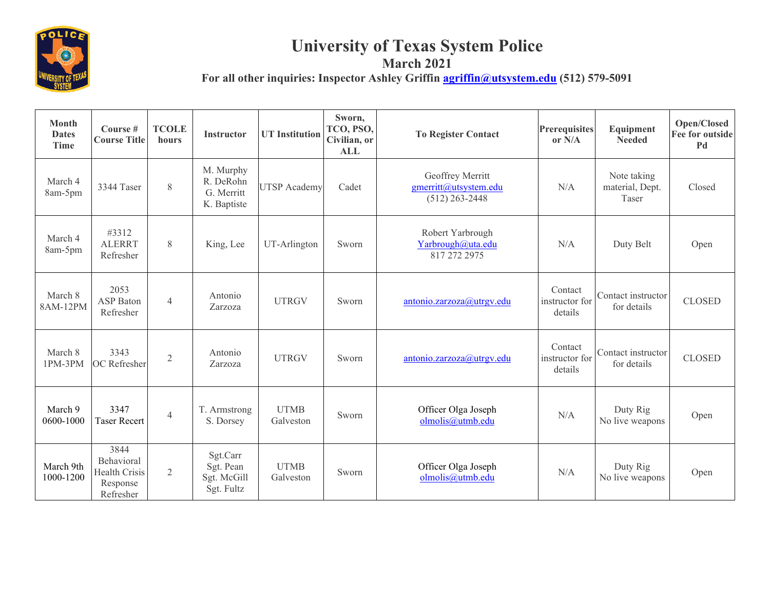# University of Texas System Police

## March 2021

**For all other inquiries: Inspector Ashley Griffin agriffin@utsystem.edu (512) 579-5091**

| Month Dates Time | Course # Course Title | TCOLE hours | Instructor | UT Institution | Sworn, TCO, PSO, Civilian, or ALL | To Register Contact | Prerequisites or N/A | Equipment Needed | Open/Closed Fee for outside Pd |
|---|---|---|---|---|---|---|---|---|---|
| March 4 8am-5pm | 3344 Taser | 8 | M. Murphy R. DeRohn G. Merritt K. Baptiste | UTSP Academy | Cadet | Geoffrey Merritt gmerritt@utsystem.edu (512) 263-2448 | N/A | Note taking material, Dept. Taser | Closed |
| March 4 8am-5pm | #3312 ALERRT Refresher | 8 | King, Lee | UT-Arlington | Sworn | Robert Yarbrough Yarbrough@uta.edu 817 272 2975 | N/A | Duty Belt | Open |
| March 8 8AM-12PM | 2053 ASP Baton Refresher | 4 | Antonio Zarzoza | UTRGV | Sworn | antonio.zarzoza@utrgv.edu | Contact instructor for details | Contact instructor for details | CLOSED |
| March 8 1PM-3PM | 3343 OC Refresher | 2 | Antonio Zarzoza | UTRGV | Sworn | antonio.zarzoza@utrgv.edu | Contact instructor for details | Contact instructor for details | CLOSED |
| March 9 0600-1000 | 3347 Taser Recert | 4 | T. Armstrong S. Dorsey | UTMB Galveston | Sworn | Officer Olga Joseph olmolis@utmb.edu | N/A | Duty Rig No live weapons | Open |
| March 9th 1000-1200 | 3844 Behavioral Health Crisis Response Refresher | 2 | Sgt.Carr Sgt. Pean Sgt. McGill Sgt. Fultz | UTMB Galveston | Sworn | Officer Olga Joseph olmolis@utmb.edu | N/A | Duty Rig No live weapons | Open |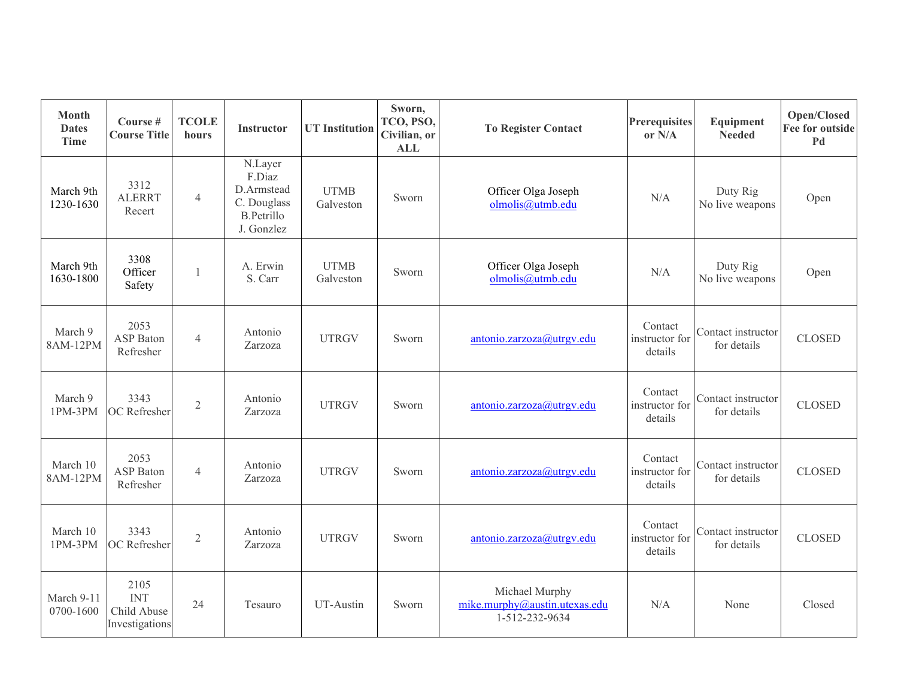| Month Dates Time | Course # Course Title | TCOLE hours | Instructor | UT Institution | Sworn, TCO, PSO, Civilian, or ALL | To Register Contact | Prerequisites or N/A | Equipment Needed | Open/Closed Fee for outside Pd |
|---|---|---|---|---|---|---|---|---|---|
| March 9th 1230-1630 | 3312 ALERRT Recert | 4 | N.Layer F.Diaz D.Armstead C. Douglass B.Petrillo J. Gonzlez | UTMB Galveston | Sworn | Officer Olga Joseph olmolis@utmb.edu | N/A | Duty Rig No live weapons | Open |
| March 9th 1630-1800 | 3308 Officer Safety | 1 | A. Erwin S. Carr | UTMB Galveston | Sworn | Officer Olga Joseph olmolis@utmb.edu | N/A | Duty Rig No live weapons | Open |
| March 9 8AM-12PM | 2053 ASP Baton Refresher | 4 | Antonio Zarzoza | UTRGV | Sworn | antonio.zarzoza@utrgv.edu | Contact instructor for details | Contact instructor for details | CLOSED |
| March 9 1PM-3PM | 3343 OC Refresher | 2 | Antonio Zarzoza | UTRGV | Sworn | antonio.zarzoza@utrgv.edu | Contact instructor for details | Contact instructor for details | CLOSED |
| March 10 8AM-12PM | 2053 ASP Baton Refresher | 4 | Antonio Zarzoza | UTRGV | Sworn | antonio.zarzoza@utrgv.edu | Contact instructor for details | Contact instructor for details | CLOSED |
| March 10 1PM-3PM | 3343 OC Refresher | 2 | Antonio Zarzoza | UTRGV | Sworn | antonio.zarzoza@utrgv.edu | Contact instructor for details | Contact instructor for details | CLOSED |
| March 9-11 0700-1600 | 2105 INT Child Abuse Investigations | 24 | Tesauro | UT-Austin | Sworn | Michael Murphy mike.murphy@austin.utexas.edu 1-512-232-9634 | N/A | None | Closed |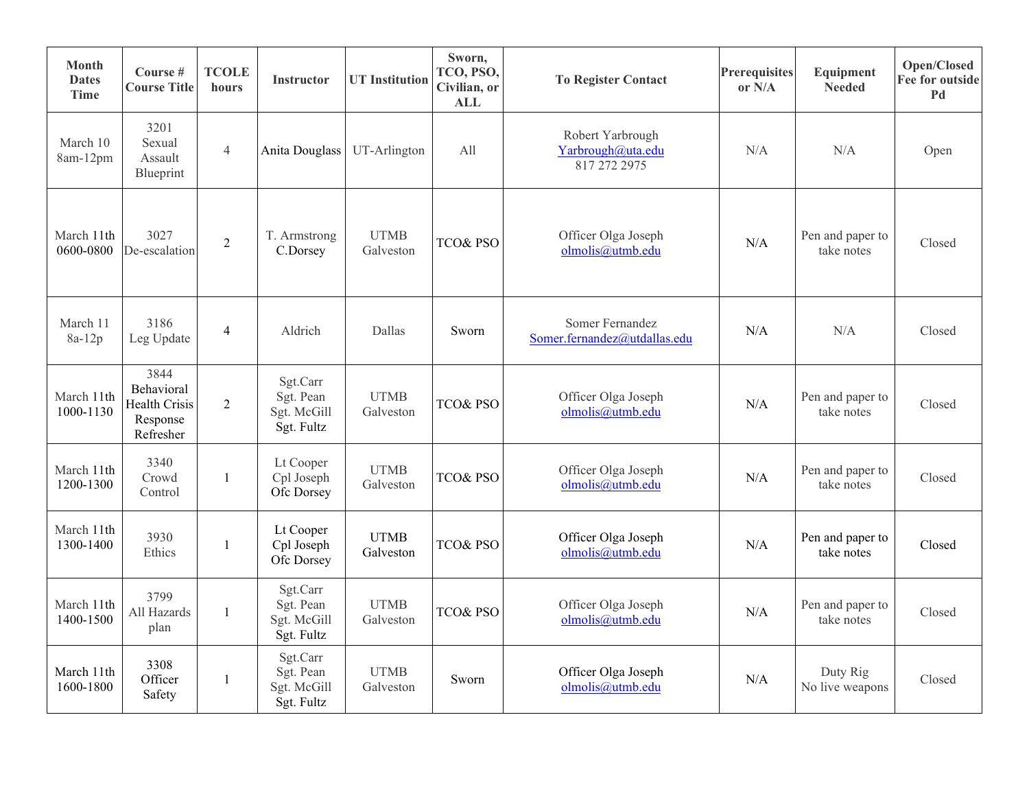| Month Dates Time | Course # Course Title | TCOLE hours | Instructor | UT Institution | Sworn, TCO, PSO, Civilian, or ALL | To Register Contact | Prerequisites or N/A | Equipment Needed | Open/Closed Fee for outside Pd |
|---|---|---|---|---|---|---|---|---|---|
| March 10 8am-12pm | 3201 Sexual Assault Blueprint | 4 | Anita Douglass | UT-Arlington | All | Robert Yarbrough Yarbrough@uta.edu 817 272 2975 | N/A | N/A | Open |
| March 11th 0600-0800 | 3027 De-escalation | 2 | T. Armstrong C.Dorsey | UTMB Galveston | TCO& PSO | Officer Olga Joseph olmolis@utmb.edu | N/A | Pen and paper to take notes | Closed |
| March 11 8a-12p | 3186 Leg Update | 4 | Aldrich | Dallas | Sworn | Somer Fernandez Somer.fernandez@utdallas.edu | N/A | N/A | Closed |
| March 11th 1000-1130 | 3844 Behavioral Health Crisis Response Refresher | 2 | Sgt.Carr Sgt. Pean Sgt. McGill Sgt. Fultz | UTMB Galveston | TCO& PSO | Officer Olga Joseph olmolis@utmb.edu | N/A | Pen and paper to take notes | Closed |
| March 11th 1200-1300 | 3340 Crowd Control | 1 | Lt Cooper Cpl Joseph Ofc Dorsey | UTMB Galveston | TCO& PSO | Officer Olga Joseph olmolis@utmb.edu | N/A | Pen and paper to take notes | Closed |
| March 11th 1300-1400 | 3930 Ethics | 1 | Lt Cooper Cpl Joseph Ofc Dorsey | UTMB Galveston | TCO& PSO | Officer Olga Joseph olmolis@utmb.edu | N/A | Pen and paper to take notes | Closed |
| March 11th 1400-1500 | 3799 All Hazards plan | 1 | Sgt.Carr Sgt. Pean Sgt. McGill Sgt. Fultz | UTMB Galveston | TCO& PSO | Officer Olga Joseph olmolis@utmb.edu | N/A | Pen and paper to take notes | Closed |
| March 11th 1600-1800 | 3308 Officer Safety | 1 | Sgt.Carr Sgt. Pean Sgt. McGill Sgt. Fultz | UTMB Galveston | Sworn | Officer Olga Joseph olmolis@utmb.edu | N/A | Duty Rig No live weapons | Closed |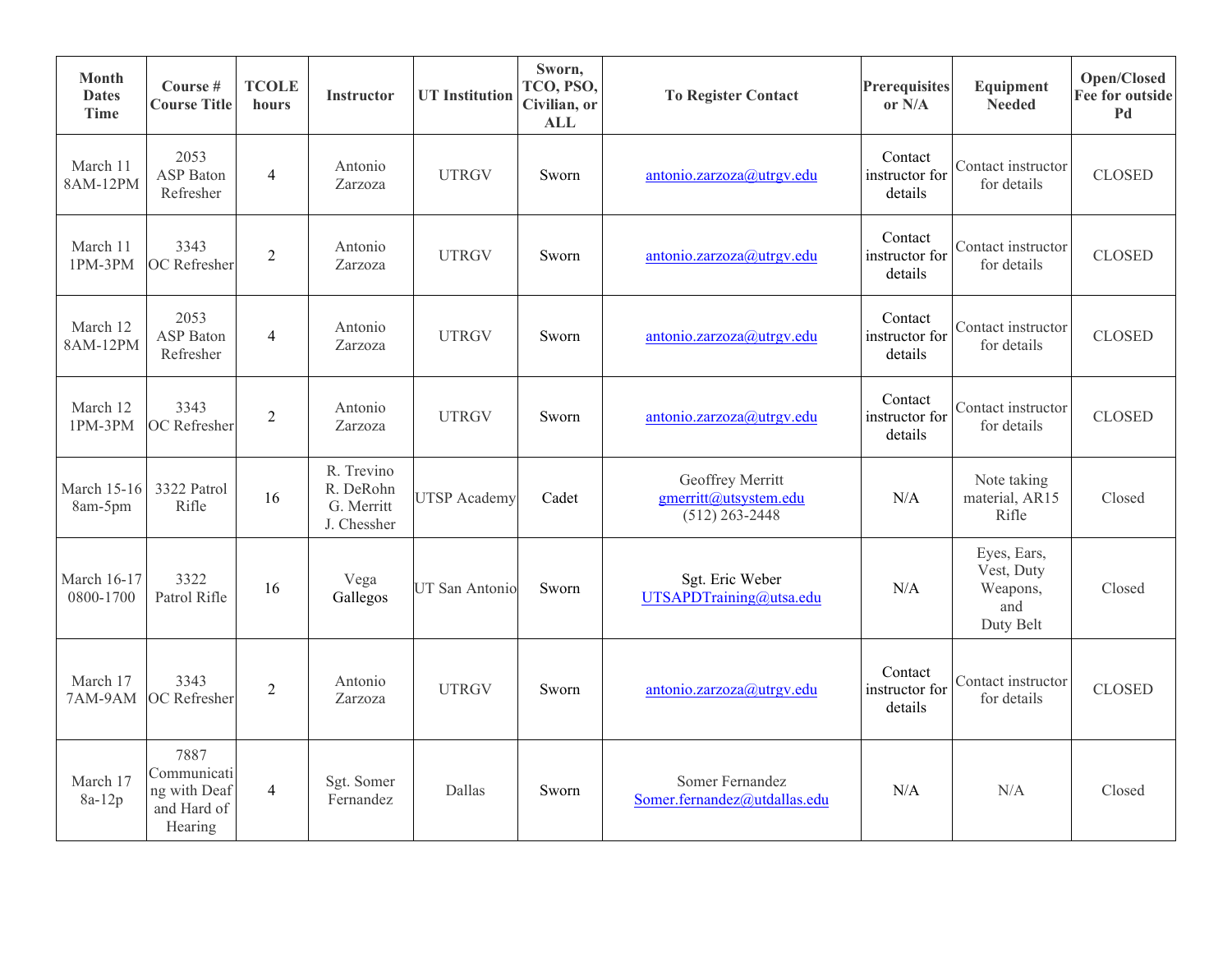| Month Dates Time | Course # Course Title | TCOLE hours | Instructor | UT Institution | Sworn, TCO, PSO, Civilian, or ALL | To Register Contact | Prerequisites or N/A | Equipment Needed | Open/Closed Fee for outside Pd |
|---|---|---|---|---|---|---|---|---|---|
| March 11 8AM-12PM | 2053 ASP Baton Refresher | 4 | Antonio Zarzoza | UTRGV | Sworn | antonio.zarzoza@utrgv.edu | Contact instructor for details | Contact instructor for details | CLOSED |
| March 11 1PM-3PM | 3343 OC Refresher | 2 | Antonio Zarzoza | UTRGV | Sworn | antonio.zarzoza@utrgv.edu | Contact instructor for details | Contact instructor for details | CLOSED |
| March 12 8AM-12PM | 2053 ASP Baton Refresher | 4 | Antonio Zarzoza | UTRGV | Sworn | antonio.zarzoza@utrgv.edu | Contact instructor for details | Contact instructor for details | CLOSED |
| March 12 1PM-3PM | 3343 OC Refresher | 2 | Antonio Zarzoza | UTRGV | Sworn | antonio.zarzoza@utrgv.edu | Contact instructor for details | Contact instructor for details | CLOSED |
| March 15-16 8am-5pm | 3322 Patrol Rifle | 16 | R. Trevino R. DeRohn G. Merritt J. Chessher | UTSP Academy | Cadet | Geoffrey Merritt gmerritt@utsystem.edu (512) 263-2448 | N/A | Note taking material, AR15 Rifle | Closed |
| March 16-17 0800-1700 | 3322 Patrol Rifle | 16 | Vega Gallegos | UT San Antonio | Sworn | Sgt. Eric Weber UTSAPDTraining@utsa.edu | N/A | Eyes, Ears, Vest, Duty Weapons, and Duty Belt | Closed |
| March 17 7AM-9AM | 3343 OC Refresher | 2 | Antonio Zarzoza | UTRGV | Sworn | antonio.zarzoza@utrgv.edu | Contact instructor for details | Contact instructor for details | CLOSED |
| March 17 8a-12p | 7887 Communicating with Deaf and Hard of Hearing | 4 | Sgt. Somer Fernandez | Dallas | Sworn | Somer Fernandez Somer.fernandez@utdallas.edu | N/A | N/A | Closed |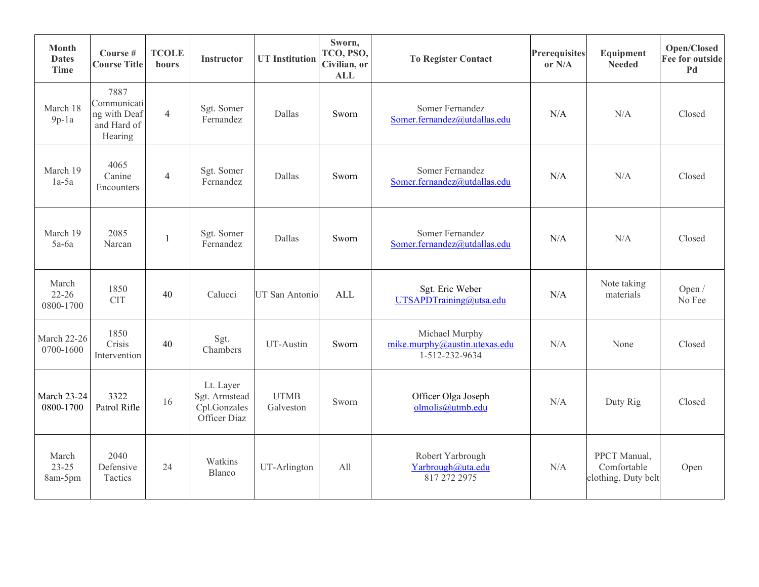| Month Dates Time | Course # Course Title | TCOLE hours | Instructor | UT Institution | Sworn, TCO, PSO, Civilian, or ALL | To Register Contact | Prerequisites or N/A | Equipment Needed | Open/Closed Fee for outside Pd |
|---|---|---|---|---|---|---|---|---|---|
| March 18 9p-1a | 7887 Communicating with Deaf and Hard of Hearing | 4 | Sgt. Somer Fernandez | Dallas | Sworn | Somer Fernandez Somer.fernandez@utdallas.edu | N/A | N/A | Closed |
| March 19 1a-5a | 4065 Canine Encounters | 4 | Sgt. Somer Fernandez | Dallas | Sworn | Somer Fernandez Somer.fernandez@utdallas.edu | N/A | N/A | Closed |
| March 19 5a-6a | 2085 Narcan | 1 | Sgt. Somer Fernandez | Dallas | Sworn | Somer Fernandez Somer.fernandez@utdallas.edu | N/A | N/A | Closed |
| March 22-26 0800-1700 | 1850 CIT | 40 | Calucci | UT San Antonio | ALL | Sgt. Eric Weber UTSAPDTraining@utsa.edu | N/A | Note taking materials | Open / No Fee |
| March 22-26 0700-1600 | 1850 Crisis Intervention | 40 | Sgt. Chambers | UT-Austin | Sworn | Michael Murphy mike.murphy@austin.utexas.edu 1-512-232-9634 | N/A | None | Closed |
| March 23-24 0800-1700 | 3322 Patrol Rifle | 16 | Lt. Layer Sgt. Armstead Cpl.Gonzales Officer Diaz | UTMB Galveston | Sworn | Officer Olga Joseph olmolis@utmb.edu | N/A | Duty Rig | Closed |
| March 23-25 8am-5pm | 2040 Defensive Tactics | 24 | Watkins Blanco | UT-Arlington | All | Robert Yarbrough Yarbrough@uta.edu 817 272 2975 | N/A | PPCT Manual, Comfortable clothing, Duty belt | Open |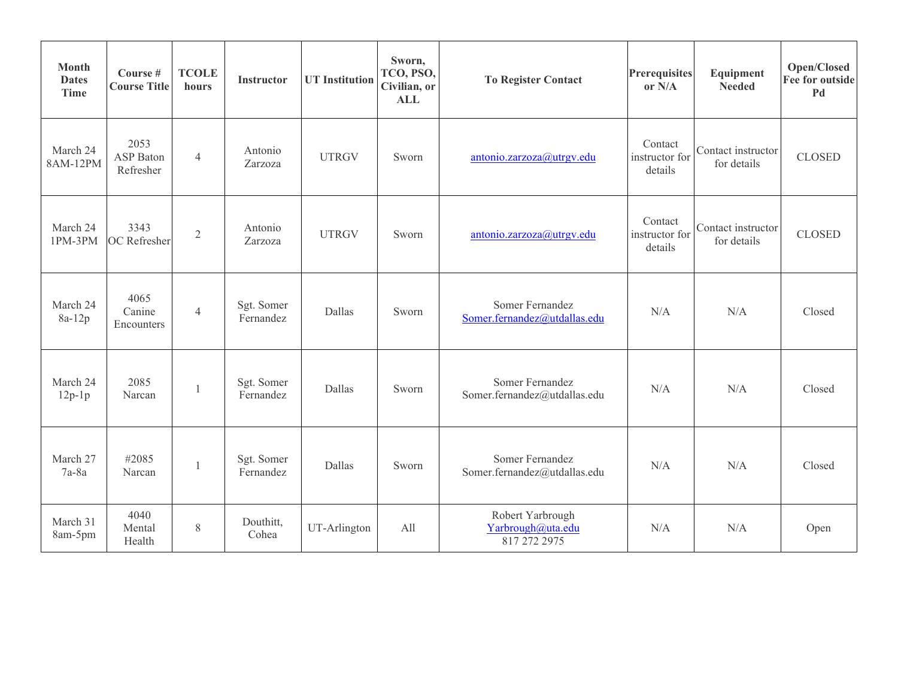| Month Dates Time | Course # Course Title | TCOLE hours | Instructor | UT Institution | Sworn, TCO, PSO, Civilian, or ALL | To Register Contact | Prerequisites or N/A | Equipment Needed | Open/Closed Fee for outside Pd |
|---|---|---|---|---|---|---|---|---|---|
| March 24 8AM-12PM | 2053 ASP Baton Refresher | 4 | Antonio Zarzoza | UTRGV | Sworn | antonio.zarzoza@utrgv.edu | Contact instructor for details | Contact instructor for details | CLOSED |
| March 24 1PM-3PM | 3343 OC Refresher | 2 | Antonio Zarzoza | UTRGV | Sworn | antonio.zarzoza@utrgv.edu | Contact instructor for details | Contact instructor for details | CLOSED |
| March 24 8a-12p | 4065 Canine Encounters | 4 | Sgt. Somer Fernandez | Dallas | Sworn | Somer Fernandez Somer.fernandez@utdallas.edu | N/A | N/A | Closed |
| March 24 12p-1p | 2085 Narcan | 1 | Sgt. Somer Fernandez | Dallas | Sworn | Somer Fernandez Somer.fernandez@utdallas.edu | N/A | N/A | Closed |
| March 27 7a-8a | #2085 Narcan | 1 | Sgt. Somer Fernandez | Dallas | Sworn | Somer Fernandez Somer.fernandez@utdallas.edu | N/A | N/A | Closed |
| March 31 8am-5pm | 4040 Mental Health | 8 | Douthitt, Cohea | UT-Arlington | All | Robert Yarbrough Yarbrough@uta.edu 817 272 2975 | N/A | N/A | Open |